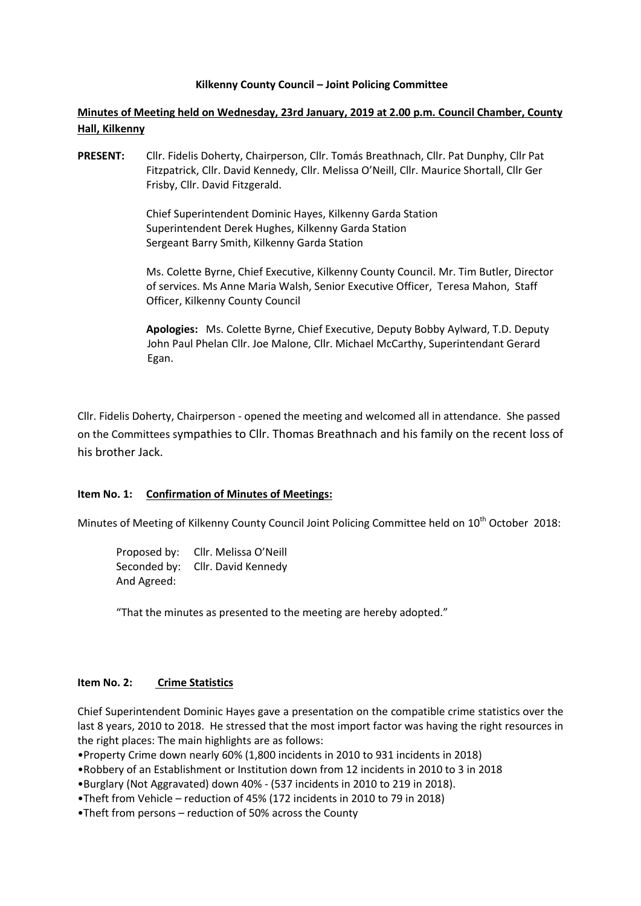**Kilkenny County Council – Joint Policing Committee**

**Minutes of Meeting held on Wednesday, 23rd January, 2019 at 2.00 p.m. Council Chamber, County Hall, Kilkenny**

**PRESENT:** Cllr. Fidelis Doherty, Chairperson, Cllr. Tomás Breathnach, Cllr. Pat Dunphy, Cllr Pat Fitzpatrick, Cllr. David Kennedy, Cllr. Melissa O'Neill, Cllr. Maurice Shortall, Cllr Ger Frisby, Cllr. David Fitzgerald.

Chief Superintendent Dominic Hayes, Kilkenny Garda Station
Superintendent Derek Hughes, Kilkenny Garda Station
Sergeant Barry Smith, Kilkenny Garda Station

Ms. Colette Byrne, Chief Executive, Kilkenny County Council. Mr. Tim Butler, Director of services. Ms Anne Maria Walsh, Senior Executive Officer, Teresa Mahon, Staff Officer, Kilkenny County Council

**Apologies:** Ms. Colette Byrne, Chief Executive, Deputy Bobby Aylward, T.D. Deputy John Paul Phelan Cllr. Joe Malone, Cllr. Michael McCarthy, Superintendant Gerard Egan.

Cllr. Fidelis Doherty, Chairperson - opened the meeting and welcomed all in attendance. She passed on the Committees sympathies to Cllr. Thomas Breathnach and his family on the recent loss of his brother Jack.

**Item No. 1: Confirmation of Minutes of Meetings:**

Minutes of Meeting of Kilkenny County Council Joint Policing Committee held on 10th October 2018:

Proposed by: Cllr. Melissa O'Neill
Seconded by: Cllr. David Kennedy
And Agreed:

"That the minutes as presented to the meeting are hereby adopted."

**Item No. 2: Crime Statistics**

Chief Superintendent Dominic Hayes gave a presentation on the compatible crime statistics over the last 8 years, 2010 to 2018. He stressed that the most import factor was having the right resources in the right places: The main highlights are as follows:

- Property Crime down nearly 60% (1,800 incidents in 2010 to 931 incidents in 2018)
- Robbery of an Establishment or Institution down from 12 incidents in 2010 to 3 in 2018
- Burglary (Not Aggravated) down 40% - (537 incidents in 2010 to 219 in 2018).
- Theft from Vehicle – reduction of 45% (172 incidents in 2010 to 79 in 2018)
- Theft from persons – reduction of 50% across the County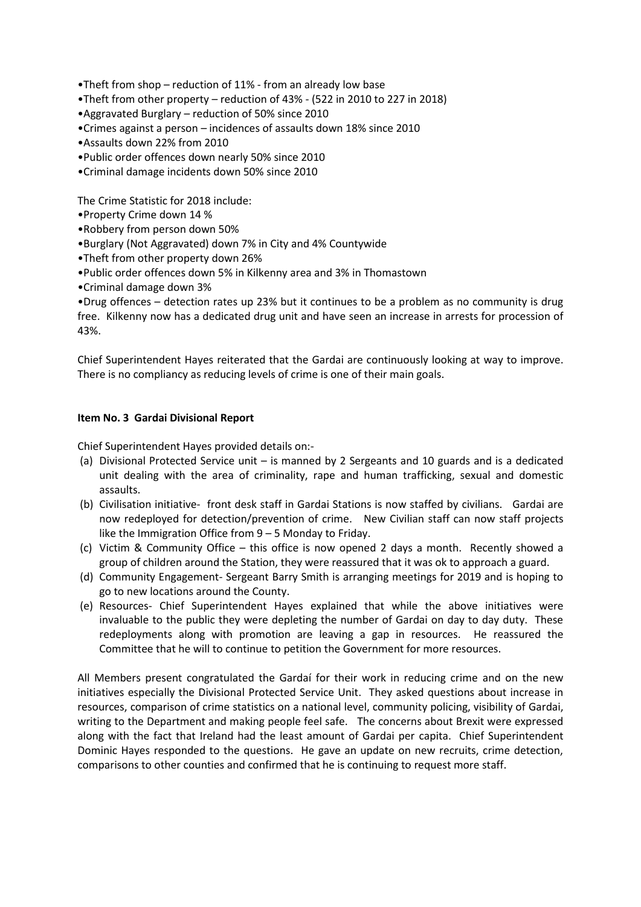- Theft from shop – reduction of 11% - from an already low base
- Theft from other property – reduction of 43% - (522 in 2010 to 227 in 2018)
- Aggravated Burglary – reduction of 50% since 2010
- Crimes against a person – incidences of assaults down 18% since 2010
- Assaults down 22% from 2010
- Public order offences down nearly 50% since 2010
- Criminal damage incidents down 50% since 2010

The Crime Statistic for 2018 include:

- Property Crime down 14 %
- Robbery from person down 50%
- Burglary (Not Aggravated) down 7% in City and 4% Countywide
- Theft from other property down 26%
- Public order offences down 5% in Kilkenny area and 3% in Thomastown
- Criminal damage down 3%
- Drug offences – detection rates up 23% but it continues to be a problem as no community is drug free. Kilkenny now has a dedicated drug unit and have seen an increase in arrests for procession of 43%.

Chief Superintendent Hayes reiterated that the Gardai are continuously looking at way to improve. There is no compliancy as reducing levels of crime is one of their main goals.

**Item No. 3 Gardai Divisional Report**

Chief Superintendent Hayes provided details on:-

(a) Divisional Protected Service unit – is manned by 2 Sergeants and 10 guards and is a dedicated unit dealing with the area of criminality, rape and human trafficking, sexual and domestic assaults.

(b) Civilisation initiative- front desk staff in Gardai Stations is now staffed by civilians. Gardai are now redeployed for detection/prevention of crime. New Civilian staff can now staff projects like the Immigration Office from 9 – 5 Monday to Friday.

(c) Victim & Community Office – this office is now opened 2 days a month. Recently showed a group of children around the Station, they were reassured that it was ok to approach a guard.

(d) Community Engagement- Sergeant Barry Smith is arranging meetings for 2019 and is hoping to go to new locations around the County.

(e) Resources- Chief Superintendent Hayes explained that while the above initiatives were invaluable to the public they were depleting the number of Gardai on day to day duty. These redeployments along with promotion are leaving a gap in resources. He reassured the Committee that he will to continue to petition the Government for more resources.

All Members present congratulated the Gardaí for their work in reducing crime and on the new initiatives especially the Divisional Protected Service Unit. They asked questions about increase in resources, comparison of crime statistics on a national level, community policing, visibility of Gardai, writing to the Department and making people feel safe. The concerns about Brexit were expressed along with the fact that Ireland had the least amount of Gardai per capita. Chief Superintendent Dominic Hayes responded to the questions. He gave an update on new recruits, crime detection, comparisons to other counties and confirmed that he is continuing to request more staff.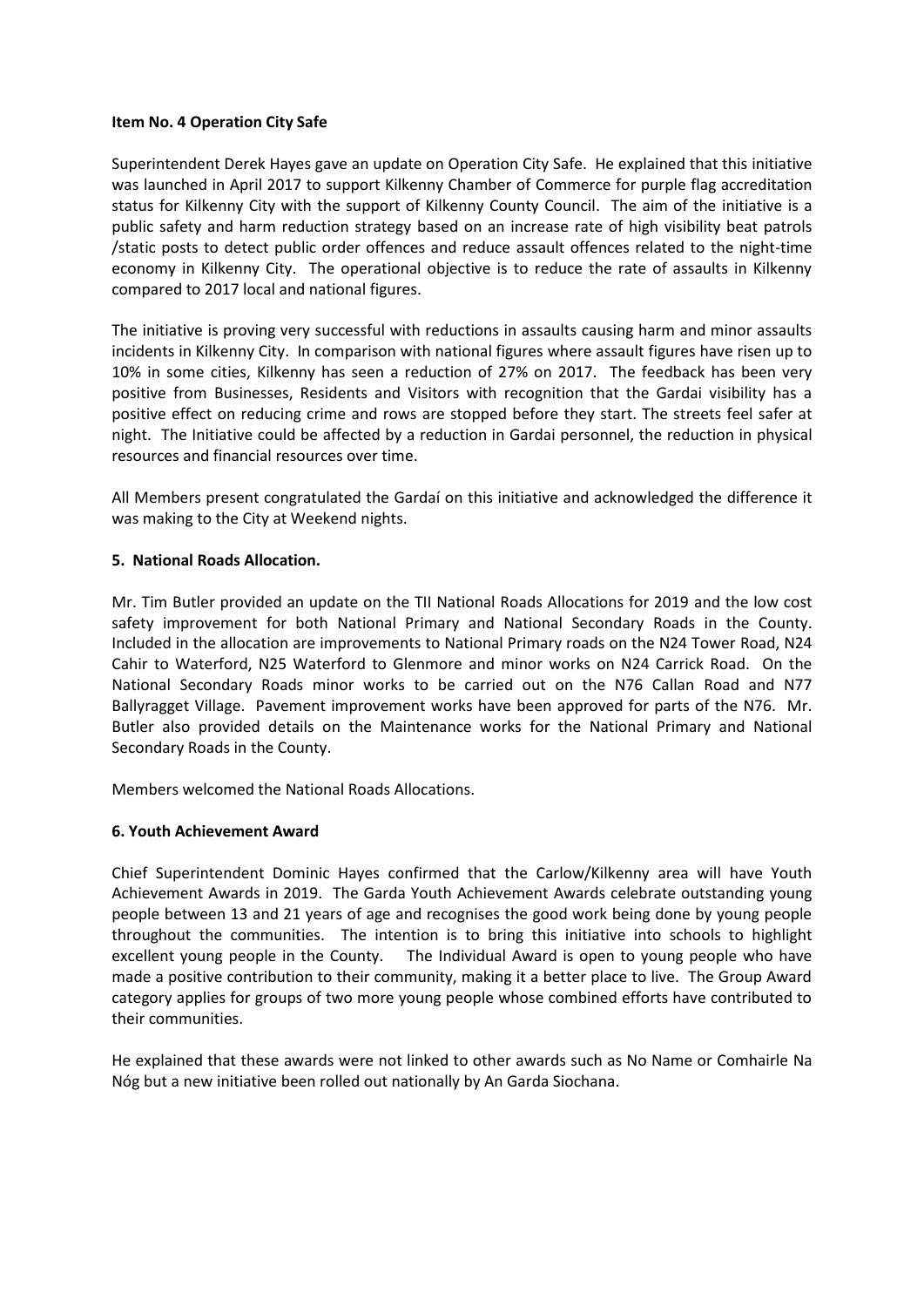**Item No. 4 Operation City Safe**

Superintendent Derek Hayes gave an update on Operation City Safe. He explained that this initiative was launched in April 2017 to support Kilkenny Chamber of Commerce for purple flag accreditation status for Kilkenny City with the support of Kilkenny County Council. The aim of the initiative is a public safety and harm reduction strategy based on an increase rate of high visibility beat patrols /static posts to detect public order offences and reduce assault offences related to the night-time economy in Kilkenny City. The operational objective is to reduce the rate of assaults in Kilkenny compared to 2017 local and national figures.

The initiative is proving very successful with reductions in assaults causing harm and minor assaults incidents in Kilkenny City. In comparison with national figures where assault figures have risen up to 10% in some cities, Kilkenny has seen a reduction of 27% on 2017. The feedback has been very positive from Businesses, Residents and Visitors with recognition that the Gardai visibility has a positive effect on reducing crime and rows are stopped before they start. The streets feel safer at night. The Initiative could be affected by a reduction in Gardai personnel, the reduction in physical resources and financial resources over time.

All Members present congratulated the Gardaí on this initiative and acknowledged the difference it was making to the City at Weekend nights.

**5. National Roads Allocation.**

Mr. Tim Butler provided an update on the TII National Roads Allocations for 2019 and the low cost safety improvement for both National Primary and National Secondary Roads in the County. Included in the allocation are improvements to National Primary roads on the N24 Tower Road, N24 Cahir to Waterford, N25 Waterford to Glenmore and minor works on N24 Carrick Road. On the National Secondary Roads minor works to be carried out on the N76 Callan Road and N77 Ballyragget Village. Pavement improvement works have been approved for parts of the N76. Mr. Butler also provided details on the Maintenance works for the National Primary and National Secondary Roads in the County.

Members welcomed the National Roads Allocations.

**6. Youth Achievement Award**

Chief Superintendent Dominic Hayes confirmed that the Carlow/Kilkenny area will have Youth Achievement Awards in 2019. The Garda Youth Achievement Awards celebrate outstanding young people between 13 and 21 years of age and recognises the good work being done by young people throughout the communities. The intention is to bring this initiative into schools to highlight excellent young people in the County. The Individual Award is open to young people who have made a positive contribution to their community, making it a better place to live. The Group Award category applies for groups of two more young people whose combined efforts have contributed to their communities.

He explained that these awards were not linked to other awards such as No Name or Comhairle Na Nóg but a new initiative been rolled out nationally by An Garda Siochana.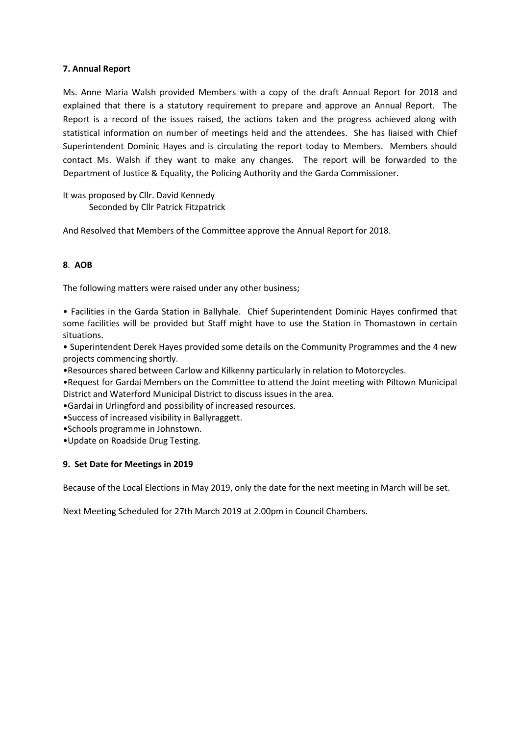**7. Annual Report**

Ms. Anne Maria Walsh provided Members with a copy of the draft Annual Report for 2018 and explained that there is a statutory requirement to prepare and approve an Annual Report. The Report is a record of the issues raised, the actions taken and the progress achieved along with statistical information on number of meetings held and the attendees. She has liaised with Chief Superintendent Dominic Hayes and is circulating the report today to Members. Members should contact Ms. Walsh if they want to make any changes. The report will be forwarded to the Department of Justice & Equality, the Policing Authority and the Garda Commissioner.

It was proposed by Cllr. David Kennedy
Seconded by Cllr Patrick Fitzpatrick

And Resolved that Members of the Committee approve the Annual Report for 2018.

**8**. **AOB**

The following matters were raised under any other business;

- Facilities in the Garda Station in Ballyhale. Chief Superintendent Dominic Hayes confirmed that some facilities will be provided but Staff might have to use the Station in Thomastown in certain situations.
- Superintendent Derek Hayes provided some details on the Community Programmes and the 4 new projects commencing shortly.
- Resources shared between Carlow and Kilkenny particularly in relation to Motorcycles.
- Request for Gardai Members on the Committee to attend the Joint meeting with Piltown Municipal District and Waterford Municipal District to discuss issues in the area.
- Gardai in Urlingford and possibility of increased resources.
- Success of increased visibility in Ballyraggett.
- Schools programme in Johnstown.
- Update on Roadside Drug Testing.

**9. Set Date for Meetings in 2019**

Because of the Local Elections in May 2019, only the date for the next meeting in March will be set.

Next Meeting Scheduled for 27th March 2019 at 2.00pm in Council Chambers.